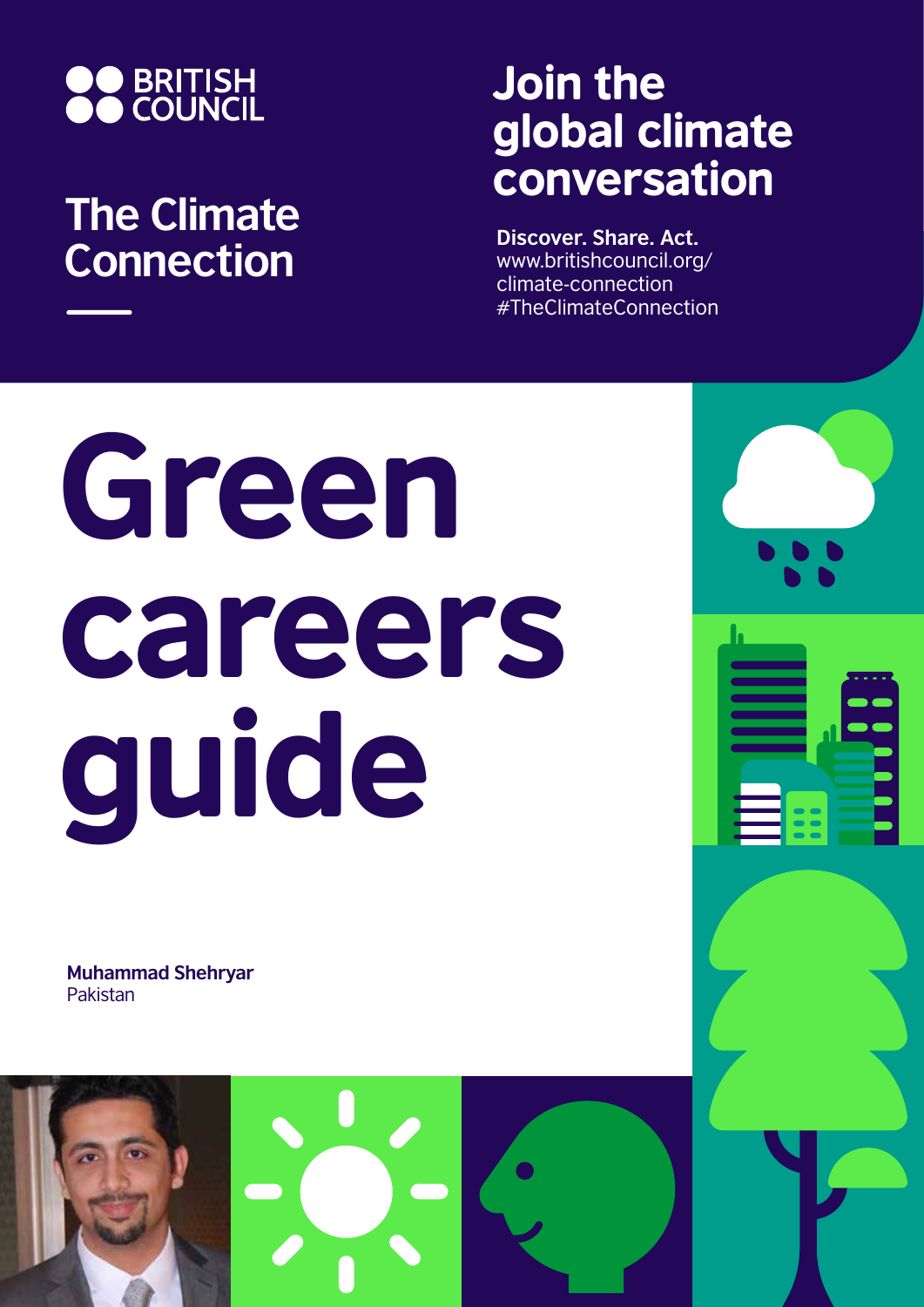BRITISH COUNCIL

## The Climate Connection

## Join the global climate conversation

**Discover. Share. Act.**
www.britishcouncil.org/climate-connection
#TheClimateConnection

# Green careers guide

**Muhammad Shehryar**
Pakistan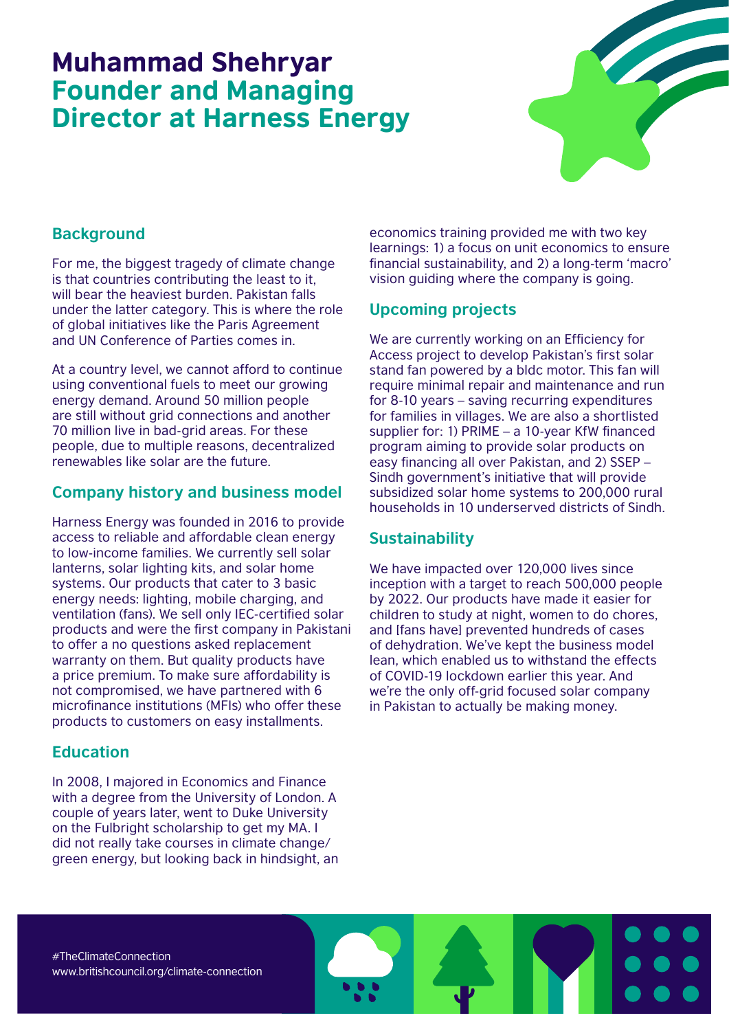# Muhammad Shehryar
## Founder and Managing Director at Harness Energy

### Background

For me, the biggest tragedy of climate change is that countries contributing the least to it, will bear the heaviest burden. Pakistan falls under the latter category. This is where the role of global initiatives like the Paris Agreement and UN Conference of Parties comes in.

At a country level, we cannot afford to continue using conventional fuels to meet our growing energy demand. Around 50 million people are still without grid connections and another 70 million live in bad-grid areas. For these people, due to multiple reasons, decentralized renewables like solar are the future.

### Company history and business model

Harness Energy was founded in 2016 to provide access to reliable and affordable clean energy to low-income families. We currently sell solar lanterns, solar lighting kits, and solar home systems. Our products that cater to 3 basic energy needs: lighting, mobile charging, and ventilation (fans). We sell only IEC-certified solar products and were the first company in Pakistani to offer a no questions asked replacement warranty on them. But quality products have a price premium. To make sure affordability is not compromised, we have partnered with 6 microfinance institutions (MFIs) who offer these products to customers on easy installments.

### Education

In 2008, I majored in Economics and Finance with a degree from the University of London. A couple of years later, went to Duke University on the Fulbright scholarship to get my MA. I did not really take courses in climate change/ green energy, but looking back in hindsight, an economics training provided me with two key learnings: 1) a focus on unit economics to ensure financial sustainability, and 2) a long-term 'macro' vision guiding where the company is going.

### Upcoming projects

We are currently working on an Efficiency for Access project to develop Pakistan's first solar stand fan powered by a bldc motor. This fan will require minimal repair and maintenance and run for 8-10 years – saving recurring expenditures for families in villages. We are also a shortlisted supplier for: 1) PRIME – a 10-year KfW financed program aiming to provide solar products on easy financing all over Pakistan, and 2) SSEP – Sindh government's initiative that will provide subsidized solar home systems to 200,000 rural households in 10 underserved districts of Sindh.

### Sustainability

We have impacted over 120,000 lives since inception with a target to reach 500,000 people by 2022. Our products have made it easier for children to study at night, women to do chores, and [fans have] prevented hundreds of cases of dehydration. We've kept the business model lean, which enabled us to withstand the effects of COVID-19 lockdown earlier this year. And we're the only off-grid focused solar company in Pakistan to actually be making money.

#TheClimateConnection
www.britishcouncil.org/climate-connection